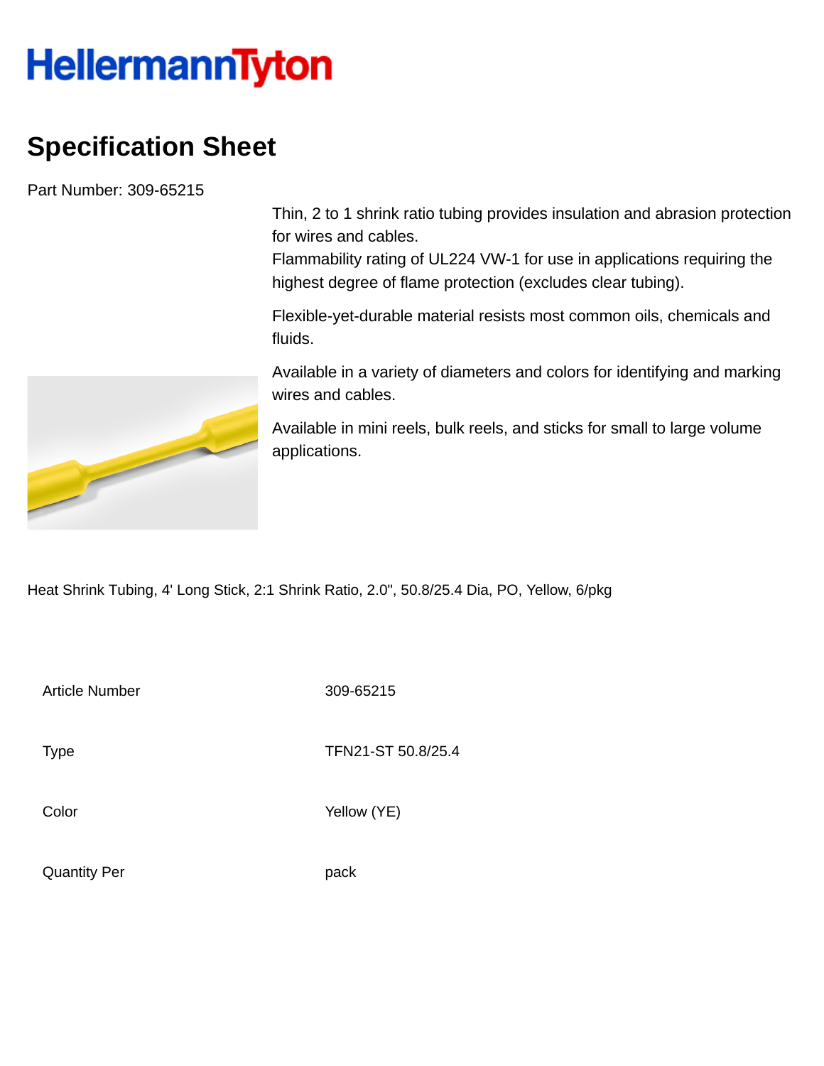HellermannTyton

# Specification Sheet

Part Number: 309-65215

Thin, 2 to 1 shrink ratio tubing provides insulation and abrasion protection for wires and cables.
Flammability rating of UL224 VW-1 for use in applications requiring the highest degree of flame protection (excludes clear tubing).

Flexible-yet-durable material resists most common oils, chemicals and fluids.

Available in a variety of diameters and colors for identifying and marking wires and cables.

Available in mini reels, bulk reels, and sticks for small to large volume applications.

Heat Shrink Tubing, 4' Long Stick, 2:1 Shrink Ratio, 2.0", 50.8/25.4 Dia, PO, Yellow, 6/pkg

| | |
|---|---|
| Article Number | 309-65215 |
| Type | TFN21-ST 50.8/25.4 |
| Color | Yellow (YE) |
| Quantity Per | pack |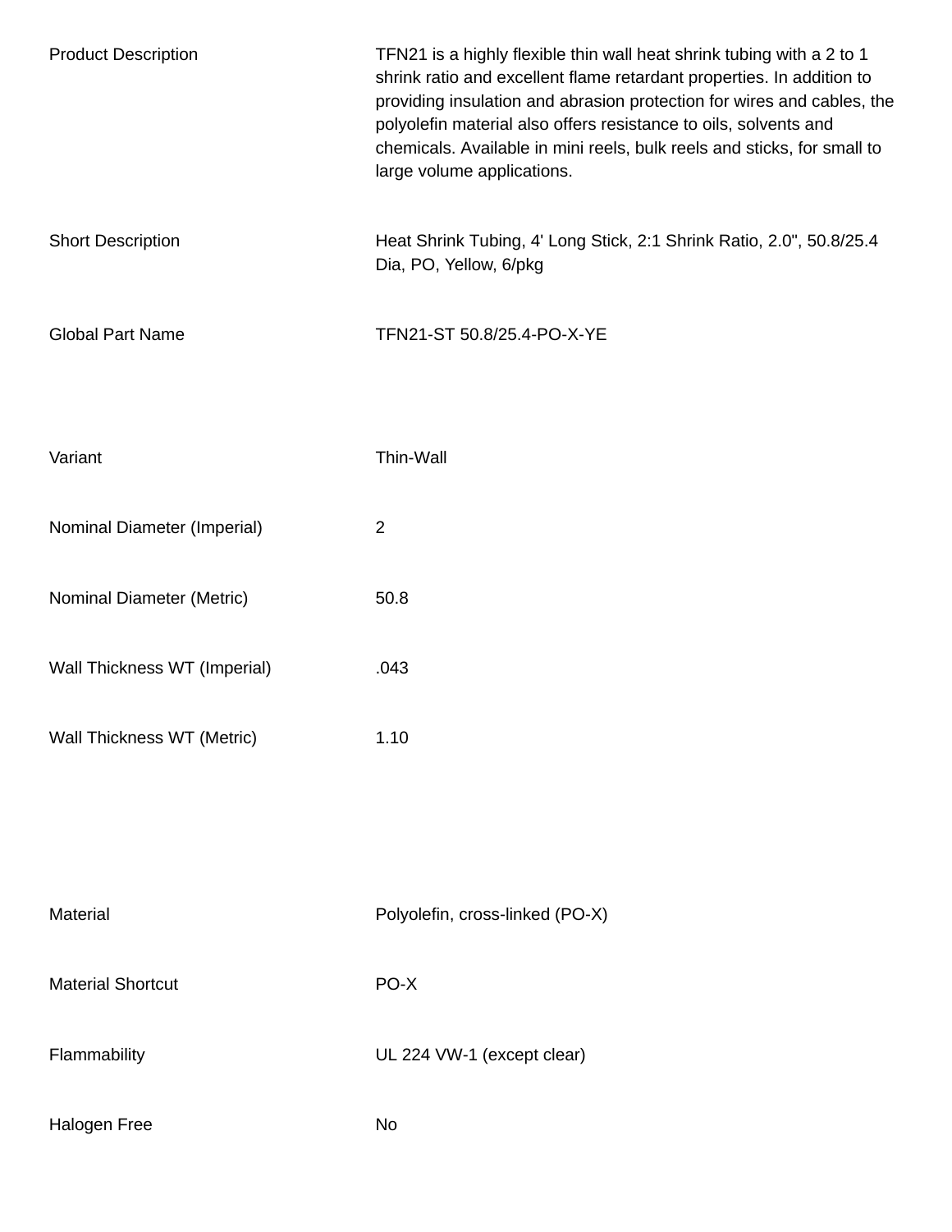| | |
|---|---|
| Product Description | TFN21 is a highly flexible thin wall heat shrink tubing with a 2 to 1 shrink ratio and excellent flame retardant properties. In addition to providing insulation and abrasion protection for wires and cables, the polyolefin material also offers resistance to oils, solvents and chemicals. Available in mini reels, bulk reels and sticks, for small to large volume applications. |
| Short Description | Heat Shrink Tubing, 4' Long Stick, 2:1 Shrink Ratio, 2.0", 50.8/25.4 Dia, PO, Yellow, 6/pkg |
| Global Part Name | TFN21-ST 50.8/25.4-PO-X-YE |

| | |
|---|---|
| Variant | Thin-Wall |
| Nominal Diameter (Imperial) | 2 |
| Nominal Diameter (Metric) | 50.8 |
| Wall Thickness WT (Imperial) | .043 |
| Wall Thickness WT (Metric) | 1.10 |

| | |
|---|---|
| Material | Polyolefin, cross-linked (PO-X) |
| Material Shortcut | PO-X |
| Flammability | UL 224 VW-1 (except clear) |
| Halogen Free | No |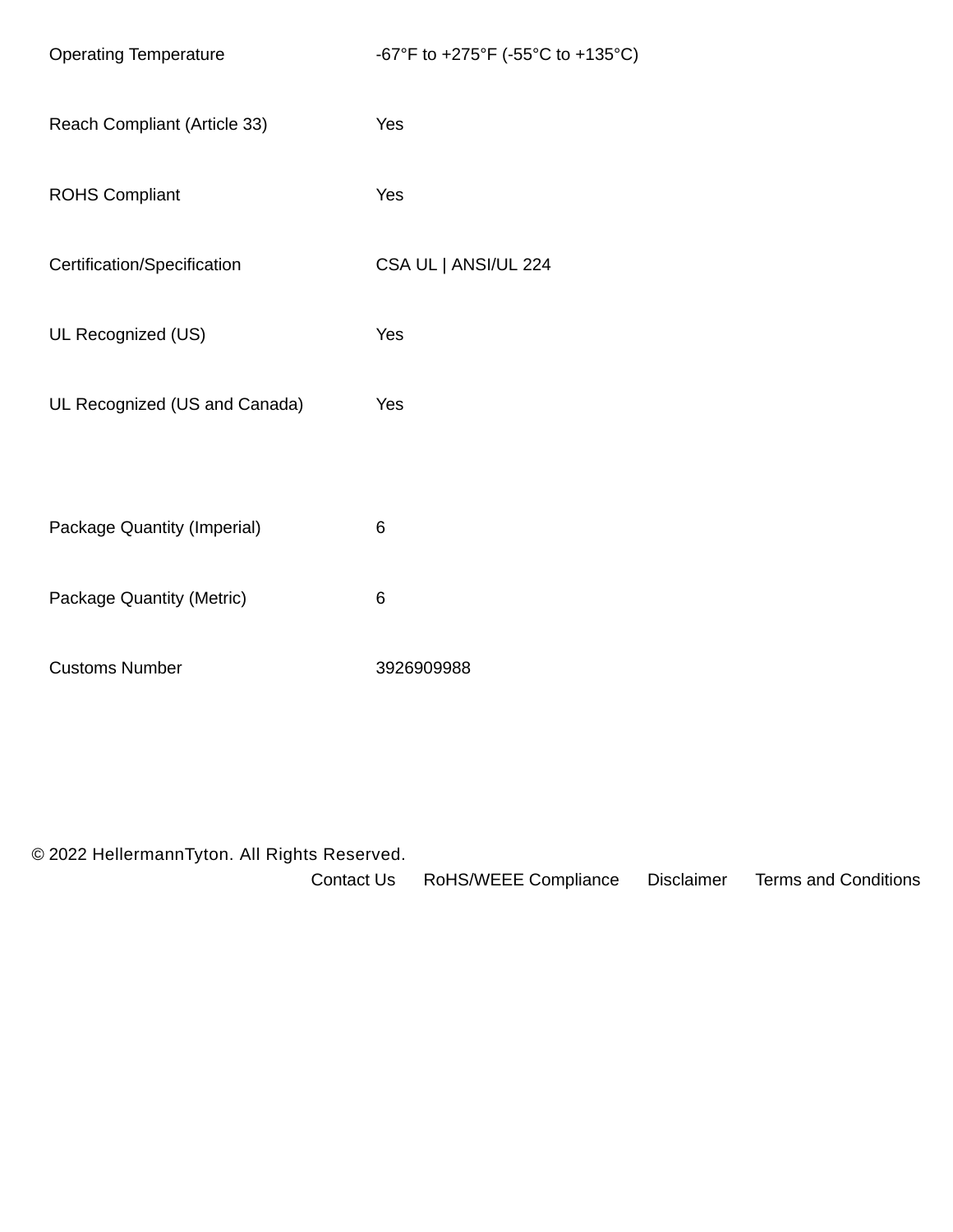| | |
|---|---|
| Operating Temperature | -67°F to +275°F (-55°C to +135°C) |
| Reach Compliant (Article 33) | Yes |
| ROHS Compliant | Yes |
| Certification/Specification | CSA UL \| ANSI/UL 224 |
| UL Recognized (US) | Yes |
| UL Recognized (US and Canada) | Yes |

| | |
|---|---|
| Package Quantity (Imperial) | 6 |
| Package Quantity (Metric) | 6 |
| Customs Number | 3926909988 |

© 2022 HellermannTyton. All Rights Reserved.

Contact Us RoHS/WEEE Compliance Disclaimer Terms and Conditions